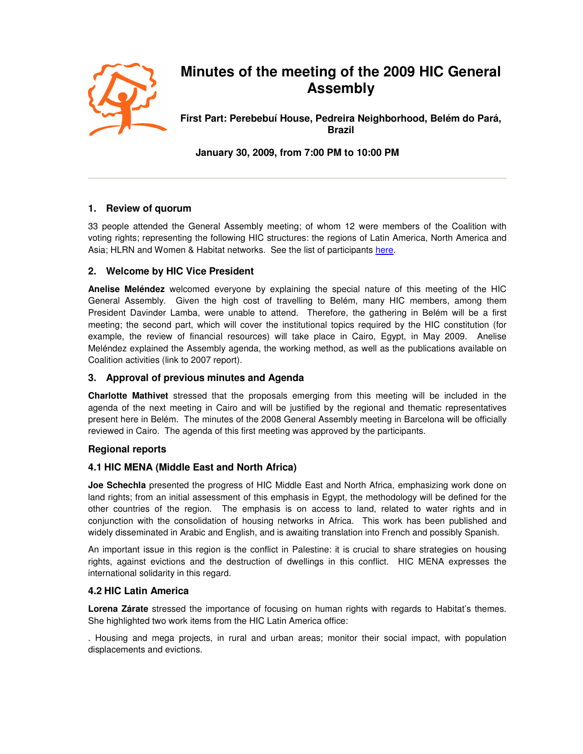# Minutes of the meeting of the 2009 HIC General Assembly

**First Part: Perebebuí House, Pedreira Neighborhood, Belém do Pará, Brazil**

**January 30, 2009, from 7:00 PM to 10:00 PM**

---

## 1. Review of quorum

33 people attended the General Assembly meeting; of whom 12 were members of the Coalition with voting rights; representing the following HIC structures: the regions of Latin America, North America and Asia; HLRN and Women & Habitat networks. See the list of participants here.

## 2. Welcome by HIC Vice President

**Anelise Meléndez** welcomed everyone by explaining the special nature of this meeting of the HIC General Assembly. Given the high cost of travelling to Belém, many HIC members, among them President Davinder Lamba, were unable to attend. Therefore, the gathering in Belém will be a first meeting; the second part, which will cover the institutional topics required by the HIC constitution (for example, the review of financial resources) will take place in Cairo, Egypt, in May 2009. Anelise Meléndez explained the Assembly agenda, the working method, as well as the publications available on Coalition activities (link to 2007 report).

## 3. Approval of previous minutes and Agenda

**Charlotte Mathivet** stressed that the proposals emerging from this meeting will be included in the agenda of the next meeting in Cairo and will be justified by the regional and thematic representatives present here in Belém. The minutes of the 2008 General Assembly meeting in Barcelona will be officially reviewed in Cairo. The agenda of this first meeting was approved by the participants.

### Regional reports

### 4.1 HIC MENA (Middle East and North Africa)

**Joe Schechla** presented the progress of HIC Middle East and North Africa, emphasizing work done on land rights; from an initial assessment of this emphasis in Egypt, the methodology will be defined for the other countries of the region. The emphasis is on access to land, related to water rights and in conjunction with the consolidation of housing networks in Africa. This work has been published and widely disseminated in Arabic and English, and is awaiting translation into French and possibly Spanish.

An important issue in this region is the conflict in Palestine: it is crucial to share strategies on housing rights, against evictions and the destruction of dwellings in this conflict. HIC MENA expresses the international solidarity in this regard.

### 4.2 HIC Latin America

**Lorena Zárate** stressed the importance of focusing on human rights with regards to Habitat's themes. She highlighted two work items from the HIC Latin America office:

. Housing and mega projects, in rural and urban areas; monitor their social impact, with population displacements and evictions.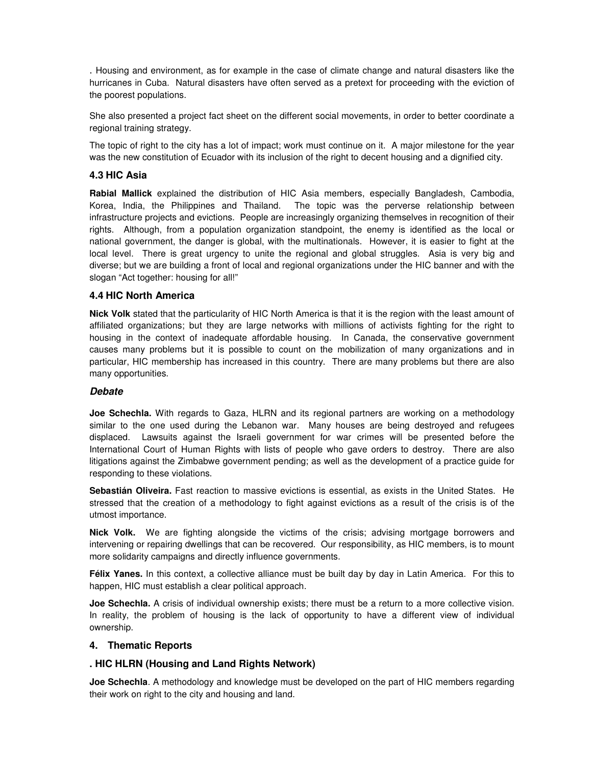. Housing and environment, as for example in the case of climate change and natural disasters like the hurricanes in Cuba. Natural disasters have often served as a pretext for proceeding with the eviction of the poorest populations.

She also presented a project fact sheet on the different social movements, in order to better coordinate a regional training strategy.

The topic of right to the city has a lot of impact; work must continue on it. A major milestone for the year was the new constitution of Ecuador with its inclusion of the right to decent housing and a dignified city.

### 4.3 HIC Asia

**Rabial Mallick** explained the distribution of HIC Asia members, especially Bangladesh, Cambodia, Korea, India, the Philippines and Thailand. The topic was the perverse relationship between infrastructure projects and evictions. People are increasingly organizing themselves in recognition of their rights. Although, from a population organization standpoint, the enemy is identified as the local or national government, the danger is global, with the multinationals. However, it is easier to fight at the local level. There is great urgency to unite the regional and global struggles. Asia is very big and diverse; but we are building a front of local and regional organizations under the HIC banner and with the slogan "Act together: housing for all!"

### 4.4 HIC North America

**Nick Volk** stated that the particularity of HIC North America is that it is the region with the least amount of affiliated organizations; but they are large networks with millions of activists fighting for the right to housing in the context of inadequate affordable housing. In Canada, the conservative government causes many problems but it is possible to count on the mobilization of many organizations and in particular, HIC membership has increased in this country. There are many problems but there are also many opportunities.

### *Debate*

**Joe Schechla.** With regards to Gaza, HLRN and its regional partners are working on a methodology similar to the one used during the Lebanon war. Many houses are being destroyed and refugees displaced. Lawsuits against the Israeli government for war crimes will be presented before the International Court of Human Rights with lists of people who gave orders to destroy. There are also litigations against the Zimbabwe government pending; as well as the development of a practice guide for responding to these violations.

**Sebastián Oliveira.** Fast reaction to massive evictions is essential, as exists in the United States. He stressed that the creation of a methodology to fight against evictions as a result of the crisis is of the utmost importance.

**Nick Volk.** We are fighting alongside the victims of the crisis; advising mortgage borrowers and intervening or repairing dwellings that can be recovered. Our responsibility, as HIC members, is to mount more solidarity campaigns and directly influence governments.

**Félix Yanes.** In this context, a collective alliance must be built day by day in Latin America. For this to happen, HIC must establish a clear political approach.

**Joe Schechla.** A crisis of individual ownership exists; there must be a return to a more collective vision. In reality, the problem of housing is the lack of opportunity to have a different view of individual ownership.

## 4. Thematic Reports

### . HIC HLRN (Housing and Land Rights Network)

**Joe Schechla**. A methodology and knowledge must be developed on the part of HIC members regarding their work on right to the city and housing and land.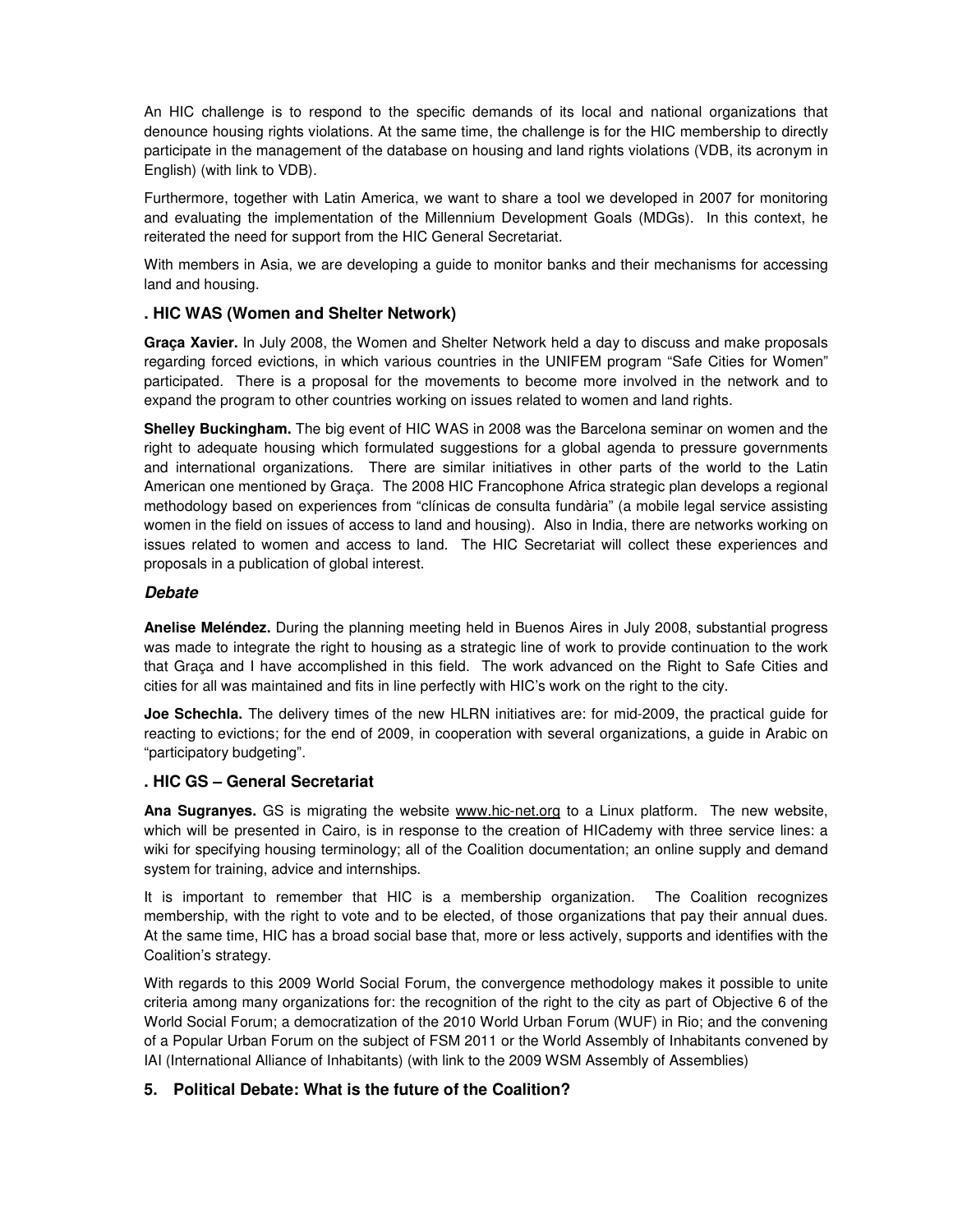An HIC challenge is to respond to the specific demands of its local and national organizations that denounce housing rights violations. At the same time, the challenge is for the HIC membership to directly participate in the management of the database on housing and land rights violations (VDB, its acronym in English) (with link to VDB).

Furthermore, together with Latin America, we want to share a tool we developed in 2007 for monitoring and evaluating the implementation of the Millennium Development Goals (MDGs). In this context, he reiterated the need for support from the HIC General Secretariat.

With members in Asia, we are developing a guide to monitor banks and their mechanisms for accessing land and housing.

### . HIC WAS (Women and Shelter Network)

**Graça Xavier.** In July 2008, the Women and Shelter Network held a day to discuss and make proposals regarding forced evictions, in which various countries in the UNIFEM program "Safe Cities for Women" participated. There is a proposal for the movements to become more involved in the network and to expand the program to other countries working on issues related to women and land rights.

**Shelley Buckingham.** The big event of HIC WAS in 2008 was the Barcelona seminar on women and the right to adequate housing which formulated suggestions for a global agenda to pressure governments and international organizations. There are similar initiatives in other parts of the world to the Latin American one mentioned by Graça. The 2008 HIC Francophone Africa strategic plan develops a regional methodology based on experiences from "clínicas de consulta fundària" (a mobile legal service assisting women in the field on issues of access to land and housing). Also in India, there are networks working on issues related to women and access to land. The HIC Secretariat will collect these experiences and proposals in a publication of global interest.

#### *Debate*

**Anelise Meléndez.** During the planning meeting held in Buenos Aires in July 2008, substantial progress was made to integrate the right to housing as a strategic line of work to provide continuation to the work that Graça and I have accomplished in this field. The work advanced on the Right to Safe Cities and cities for all was maintained and fits in line perfectly with HIC's work on the right to the city.

**Joe Schechla.** The delivery times of the new HLRN initiatives are: for mid-2009, the practical guide for reacting to evictions; for the end of 2009, in cooperation with several organizations, a guide in Arabic on "participatory budgeting".

### . HIC GS – General Secretariat

**Ana Sugranyes.** GS is migrating the website www.hic-net.org to a Linux platform. The new website, which will be presented in Cairo, is in response to the creation of HICademy with three service lines: a wiki for specifying housing terminology; all of the Coalition documentation; an online supply and demand system for training, advice and internships.

It is important to remember that HIC is a membership organization. The Coalition recognizes membership, with the right to vote and to be elected, of those organizations that pay their annual dues. At the same time, HIC has a broad social base that, more or less actively, supports and identifies with the Coalition's strategy.

With regards to this 2009 World Social Forum, the convergence methodology makes it possible to unite criteria among many organizations for: the recognition of the right to the city as part of Objective 6 of the World Social Forum; a democratization of the 2010 World Urban Forum (WUF) in Rio; and the convening of a Popular Urban Forum on the subject of FSM 2011 or the World Assembly of Inhabitants convened by IAI (International Alliance of Inhabitants) (with link to the 2009 WSM Assembly of Assemblies)

## 5. Political Debate: What is the future of the Coalition?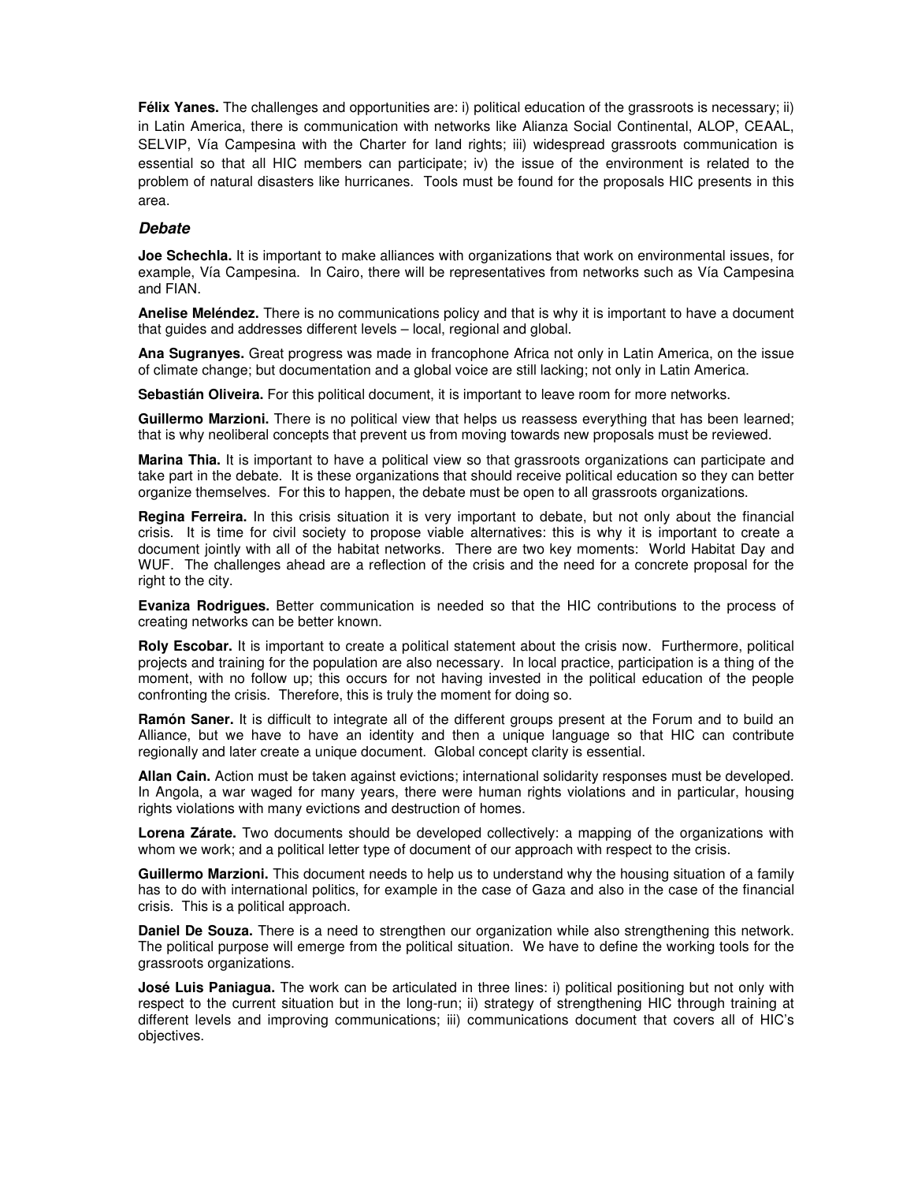**Félix Yanes.** The challenges and opportunities are: i) political education of the grassroots is necessary; ii) in Latin America, there is communication with networks like Alianza Social Continental, ALOP, CEAAL, SELVIP, Vía Campesina with the Charter for land rights; iii) widespread grassroots communication is essential so that all HIC members can participate; iv) the issue of the environment is related to the problem of natural disasters like hurricanes. Tools must be found for the proposals HIC presents in this area.

### *Debate*

**Joe Schechla.** It is important to make alliances with organizations that work on environmental issues, for example, Vía Campesina. In Cairo, there will be representatives from networks such as Vía Campesina and FIAN.

**Anelise Meléndez.** There is no communications policy and that is why it is important to have a document that guides and addresses different levels – local, regional and global.

**Ana Sugranyes.** Great progress was made in francophone Africa not only in Latin America, on the issue of climate change; but documentation and a global voice are still lacking; not only in Latin America.

**Sebastián Oliveira.** For this political document, it is important to leave room for more networks.

**Guillermo Marzioni.** There is no political view that helps us reassess everything that has been learned; that is why neoliberal concepts that prevent us from moving towards new proposals must be reviewed.

**Marina Thia.** It is important to have a political view so that grassroots organizations can participate and take part in the debate. It is these organizations that should receive political education so they can better organize themselves. For this to happen, the debate must be open to all grassroots organizations.

**Regina Ferreira.** In this crisis situation it is very important to debate, but not only about the financial crisis. It is time for civil society to propose viable alternatives: this is why it is important to create a document jointly with all of the habitat networks. There are two key moments: World Habitat Day and WUF. The challenges ahead are a reflection of the crisis and the need for a concrete proposal for the right to the city.

**Evaniza Rodrigues.** Better communication is needed so that the HIC contributions to the process of creating networks can be better known.

**Roly Escobar.** It is important to create a political statement about the crisis now. Furthermore, political projects and training for the population are also necessary. In local practice, participation is a thing of the moment, with no follow up; this occurs for not having invested in the political education of the people confronting the crisis. Therefore, this is truly the moment for doing so.

**Ramón Saner.** It is difficult to integrate all of the different groups present at the Forum and to build an Alliance, but we have to have an identity and then a unique language so that HIC can contribute regionally and later create a unique document. Global concept clarity is essential.

**Allan Cain.** Action must be taken against evictions; international solidarity responses must be developed. In Angola, a war waged for many years, there were human rights violations and in particular, housing rights violations with many evictions and destruction of homes.

**Lorena Zárate.** Two documents should be developed collectively: a mapping of the organizations with whom we work; and a political letter type of document of our approach with respect to the crisis.

**Guillermo Marzioni.** This document needs to help us to understand why the housing situation of a family has to do with international politics, for example in the case of Gaza and also in the case of the financial crisis. This is a political approach.

**Daniel De Souza.** There is a need to strengthen our organization while also strengthening this network. The political purpose will emerge from the political situation. We have to define the working tools for the grassroots organizations.

**José Luis Paniagua.** The work can be articulated in three lines: i) political positioning but not only with respect to the current situation but in the long-run; ii) strategy of strengthening HIC through training at different levels and improving communications; iii) communications document that covers all of HIC's objectives.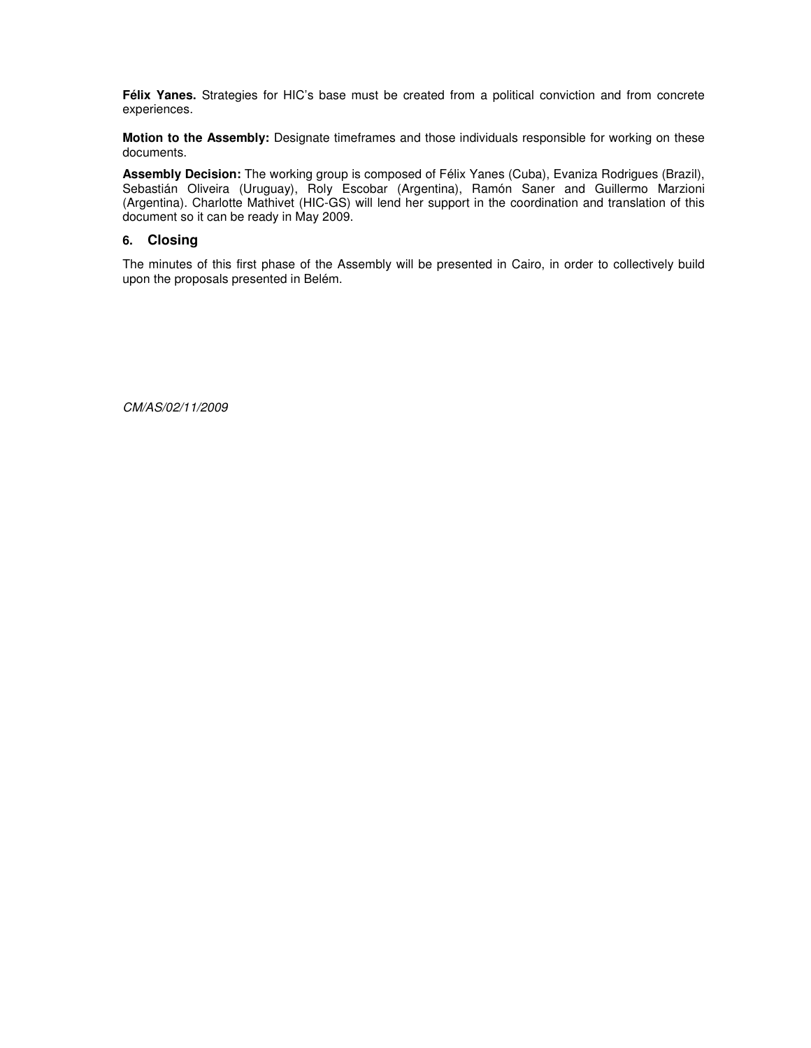**Félix Yanes.** Strategies for HIC's base must be created from a political conviction and from concrete experiences.

**Motion to the Assembly:** Designate timeframes and those individuals responsible for working on these documents.

**Assembly Decision:** The working group is composed of Félix Yanes (Cuba), Evaniza Rodrigues (Brazil), Sebastián Oliveira (Uruguay), Roly Escobar (Argentina), Ramón Saner and Guillermo Marzioni (Argentina). Charlotte Mathivet (HIC-GS) will lend her support in the coordination and translation of this document so it can be ready in May 2009.

## 6. Closing

The minutes of this first phase of the Assembly will be presented in Cairo, in order to collectively build upon the proposals presented in Belém.

*CM/AS/02/11/2009*